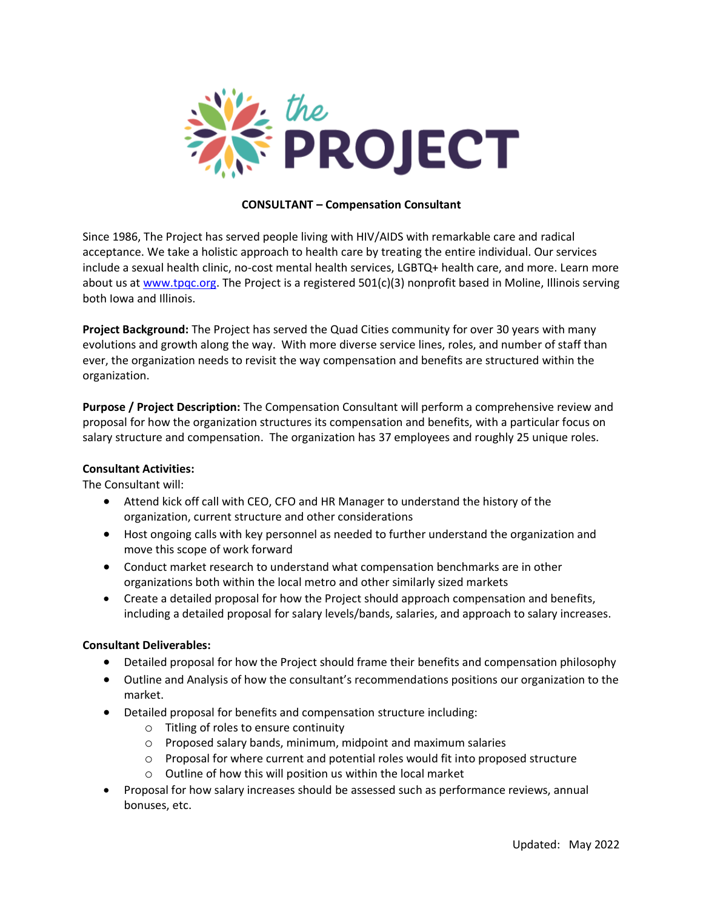the PROJECT

**CONSULTANT – Compensation Consultant**

Since 1986, The Project has served people living with HIV/AIDS with remarkable care and radical acceptance. We take a holistic approach to health care by treating the entire individual. Our services include a sexual health clinic, no-cost mental health services, LGBTQ+ health care, and more. Learn more about us at [www.tpqc.org](http://www.tpqc.org). The Project is a registered 501(c)(3) nonprofit based in Moline, Illinois serving both Iowa and Illinois.

**Project Background:** The Project has served the Quad Cities community for over 30 years with many evolutions and growth along the way. With more diverse service lines, roles, and number of staff than ever, the organization needs to revisit the way compensation and benefits are structured within the organization.

**Purpose / Project Description:** The Compensation Consultant will perform a comprehensive review and proposal for how the organization structures its compensation and benefits, with a particular focus on salary structure and compensation. The organization has 37 employees and roughly 25 unique roles.

**Consultant Activities:**

The Consultant will:

- Attend kick off call with CEO, CFO and HR Manager to understand the history of the organization, current structure and other considerations
- Host ongoing calls with key personnel as needed to further understand the organization and move this scope of work forward
- Conduct market research to understand what compensation benchmarks are in other organizations both within the local metro and other similarly sized markets
- Create a detailed proposal for how the Project should approach compensation and benefits, including a detailed proposal for salary levels/bands, salaries, and approach to salary increases.

**Consultant Deliverables:**

- Detailed proposal for how the Project should frame their benefits and compensation philosophy
- Outline and Analysis of how the consultant's recommendations positions our organization to the market.
- Detailed proposal for benefits and compensation structure including:
  - Titling of roles to ensure continuity
  - Proposed salary bands, minimum, midpoint and maximum salaries
  - Proposal for where current and potential roles would fit into proposed structure
  - Outline of how this will position us within the local market
- Proposal for how salary increases should be assessed such as performance reviews, annual bonuses, etc.

Updated: May 2022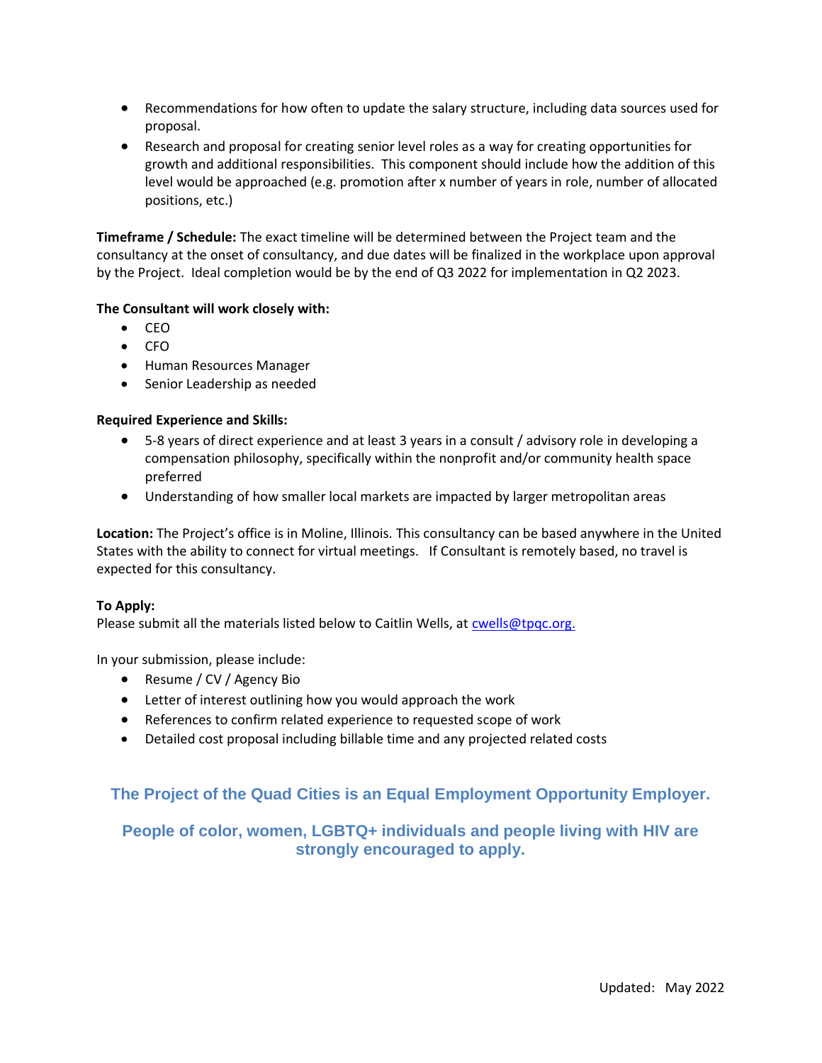- Recommendations for how often to update the salary structure, including data sources used for proposal.
- Research and proposal for creating senior level roles as a way for creating opportunities for growth and additional responsibilities. This component should include how the addition of this level would be approached (e.g. promotion after x number of years in role, number of allocated positions, etc.)

**Timeframe / Schedule:** The exact timeline will be determined between the Project team and the consultancy at the onset of consultancy, and due dates will be finalized in the workplace upon approval by the Project. Ideal completion would be by the end of Q3 2022 for implementation in Q2 2023.

**The Consultant will work closely with:**

- CEO
- CFO
- Human Resources Manager
- Senior Leadership as needed

**Required Experience and Skills:**

- 5-8 years of direct experience and at least 3 years in a consult / advisory role in developing a compensation philosophy, specifically within the nonprofit and/or community health space preferred
- Understanding of how smaller local markets are impacted by larger metropolitan areas

**Location:** The Project's office is in Moline, Illinois. This consultancy can be based anywhere in the United States with the ability to connect for virtual meetings. If Consultant is remotely based, no travel is expected for this consultancy.

**To Apply:**
Please submit all the materials listed below to Caitlin Wells, at [cwells@tpqc.org.](mailto:cwells@tpqc.org)

In your submission, please include:

- Resume / CV / Agency Bio
- Letter of interest outlining how you would approach the work
- References to confirm related experience to requested scope of work
- Detailed cost proposal including billable time and any projected related costs

**The Project of the Quad Cities is an Equal Employment Opportunity Employer.**

**People of color, women, LGBTQ+ individuals and people living with HIV are strongly encouraged to apply.**

Updated: May 2022